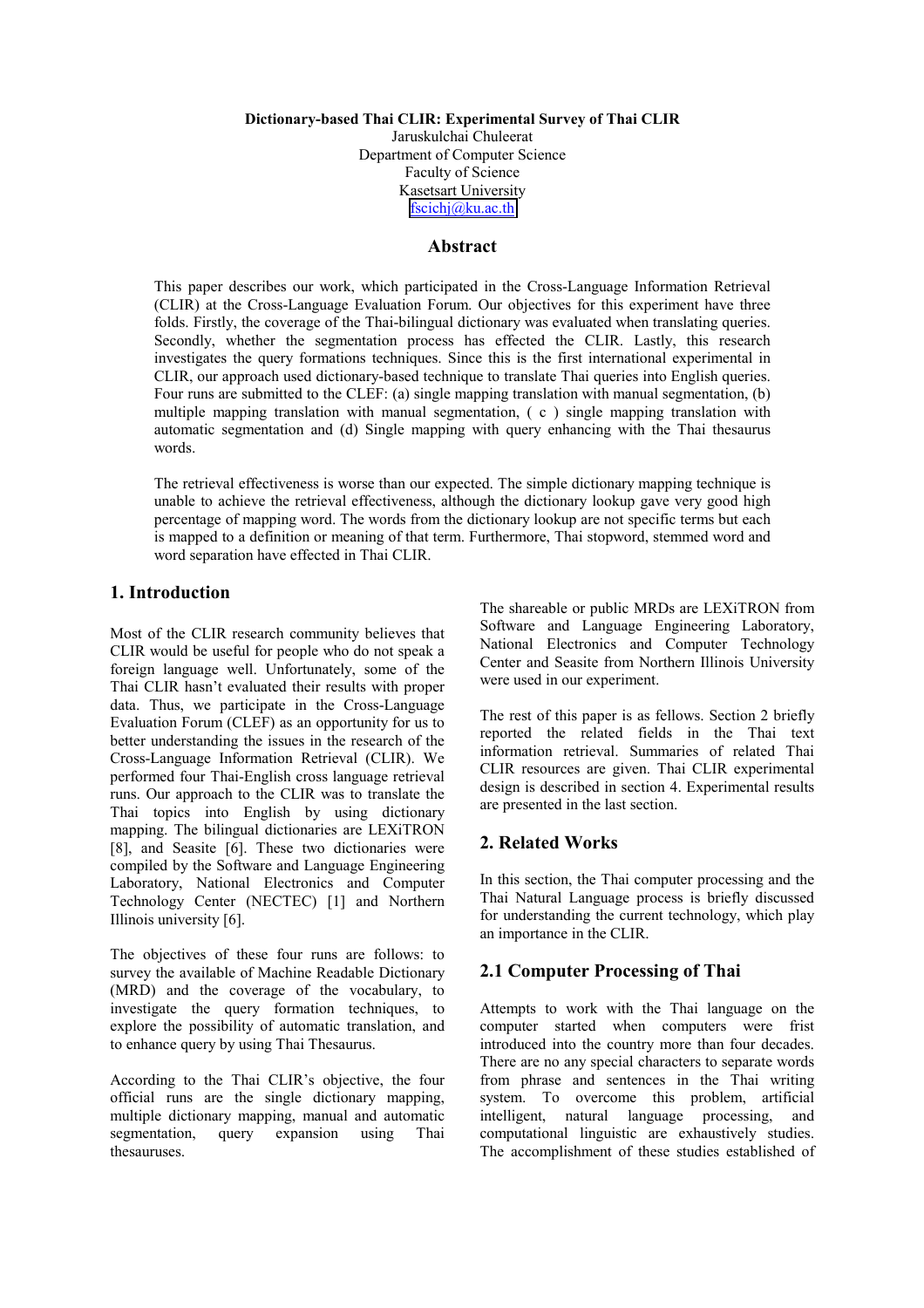**Dictionary-based Thai CLIR: Experimental Survey of Thai CLIR**

Jaruskulchai Chuleerat
Department of Computer Science
Faculty of Science
Kasetsart University
fscichj@ku.ac.th

## Abstract

This paper describes our work, which participated in the Cross-Language Information Retrieval (CLIR) at the Cross-Language Evaluation Forum. Our objectives for this experiment have three folds. Firstly, the coverage of the Thai-bilingual dictionary was evaluated when translating queries. Secondly, whether the segmentation process has effected the CLIR. Lastly, this research investigates the query formations techniques. Since this is the first international experimental in CLIR, our approach used dictionary-based technique to translate Thai queries into English queries. Four runs are submitted to the CLEF: (a) single mapping translation with manual segmentation, (b) multiple mapping translation with manual segmentation, ( c ) single mapping translation with automatic segmentation and (d) Single mapping with query enhancing with the Thai thesaurus words.

The retrieval effectiveness is worse than our expected. The simple dictionary mapping technique is unable to achieve the retrieval effectiveness, although the dictionary lookup gave very good high percentage of mapping word. The words from the dictionary lookup are not specific terms but each is mapped to a definition or meaning of that term. Furthermore, Thai stopword, stemmed word and word separation have effected in Thai CLIR.

## 1. Introduction

Most of the CLIR research community believes that CLIR would be useful for people who do not speak a foreign language well. Unfortunately, some of the Thai CLIR hasn't evaluated their results with proper data. Thus, we participate in the Cross-Language Evaluation Forum (CLEF) as an opportunity for us to better understanding the issues in the research of the Cross-Language Information Retrieval (CLIR). We performed four Thai-English cross language retrieval runs. Our approach to the CLIR was to translate the Thai topics into English by using dictionary mapping. The bilingual dictionaries are LEXiTRON [8], and Seasite [6]. These two dictionaries were compiled by the Software and Language Engineering Laboratory, National Electronics and Computer Technology Center (NECTEC) [1] and Northern Illinois university [6].

The objectives of these four runs are follows: to survey the available of Machine Readable Dictionary (MRD) and the coverage of the vocabulary, to investigate the query formation techniques, to explore the possibility of automatic translation, and to enhance query by using Thai Thesaurus.

According to the Thai CLIR's objective, the four official runs are the single dictionary mapping, multiple dictionary mapping, manual and automatic segmentation, query expansion using Thai thesauruses.

The shareable or public MRDs are LEXiTRON from Software and Language Engineering Laboratory, National Electronics and Computer Technology Center and Seasite from Northern Illinois University were used in our experiment.

The rest of this paper is as fellows. Section 2 briefly reported the related fields in the Thai text information retrieval. Summaries of related Thai CLIR resources are given. Thai CLIR experimental design is described in section 4. Experimental results are presented in the last section.

## 2. Related Works

In this section, the Thai computer processing and the Thai Natural Language process is briefly discussed for understanding the current technology, which play an importance in the CLIR.

## 2.1 Computer Processing of Thai

Attempts to work with the Thai language on the computer started when computers were frist introduced into the country more than four decades. There are no any special characters to separate words from phrase and sentences in the Thai writing system. To overcome this problem, artificial intelligent, natural language processing, and computational linguistic are exhaustively studies. The accomplishment of these studies established of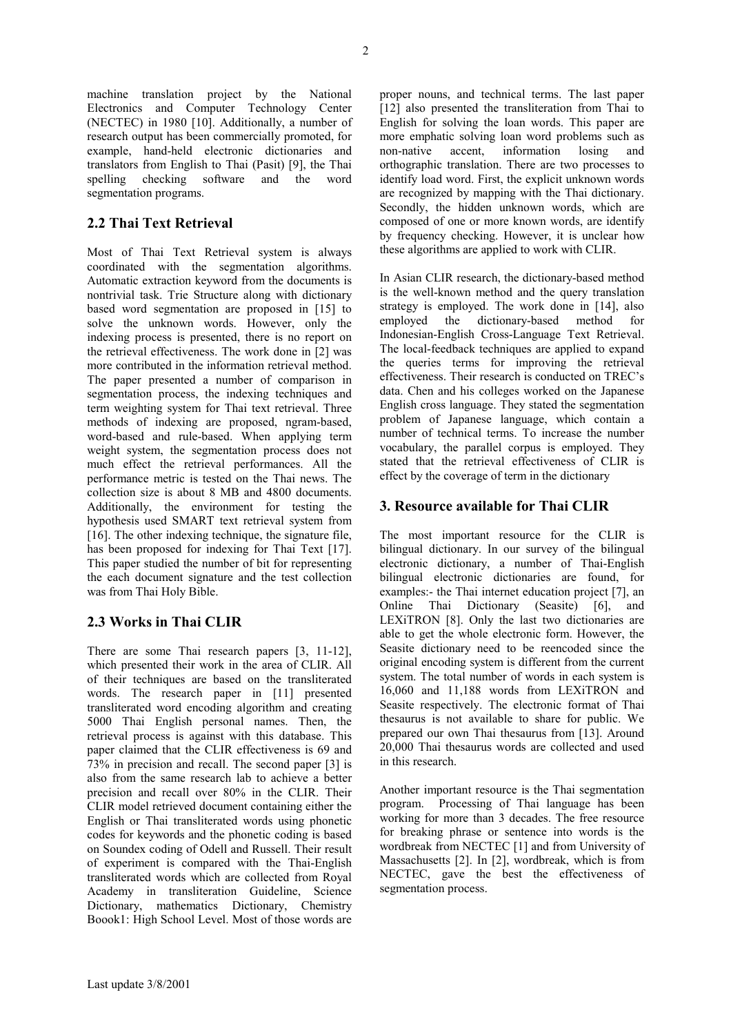machine translation project by the National Electronics and Computer Technology Center (NECTEC) in 1980 [10]. Additionally, a number of research output has been commercially promoted, for example, hand-held electronic dictionaries and translators from English to Thai (Pasit) [9], the Thai spelling checking software and the word segmentation programs.

## 2.2 Thai Text Retrieval

Most of Thai Text Retrieval system is always coordinated with the segmentation algorithms. Automatic extraction keyword from the documents is nontrivial task. Trie Structure along with dictionary based word segmentation are proposed in [15] to solve the unknown words. However, only the indexing process is presented, there is no report on the retrieval effectiveness. The work done in [2] was more contributed in the information retrieval method. The paper presented a number of comparison in segmentation process, the indexing techniques and term weighting system for Thai text retrieval. Three methods of indexing are proposed, ngram-based, word-based and rule-based. When applying term weight system, the segmentation process does not much effect the retrieval performances. All the performance metric is tested on the Thai news. The collection size is about 8 MB and 4800 documents. Additionally, the environment for testing the hypothesis used SMART text retrieval system from [16]. The other indexing technique, the signature file, has been proposed for indexing for Thai Text [17]. This paper studied the number of bit for representing the each document signature and the test collection was from Thai Holy Bible.

## 2.3 Works in Thai CLIR

There are some Thai research papers [3, 11-12], which presented their work in the area of CLIR. All of their techniques are based on the transliterated words. The research paper in [11] presented transliterated word encoding algorithm and creating 5000 Thai English personal names. Then, the retrieval process is against with this database. This paper claimed that the CLIR effectiveness is 69 and 73% in precision and recall. The second paper [3] is also from the same research lab to achieve a better precision and recall over 80% in the CLIR. Their CLIR model retrieved document containing either the English or Thai transliterated words using phonetic codes for keywords and the phonetic coding is based on Soundex coding of Odell and Russell. Their result of experiment is compared with the Thai-English transliterated words which are collected from Royal Academy in transliteration Guideline, Science Dictionary, mathematics Dictionary, Chemistry Boook1: High School Level. Most of those words are proper nouns, and technical terms. The last paper [12] also presented the transliteration from Thai to English for solving the loan words. This paper are more emphatic solving loan word problems such as non-native accent, information losing and orthographic translation. There are two processes to identify load word. First, the explicit unknown words are recognized by mapping with the Thai dictionary. Secondly, the hidden unknown words, which are composed of one or more known words, are identify by frequency checking. However, it is unclear how these algorithms are applied to work with CLIR.

In Asian CLIR research, the dictionary-based method is the well-known method and the query translation strategy is employed. The work done in [14], also employed the dictionary-based method for Indonesian-English Cross-Language Text Retrieval. The local-feedback techniques are applied to expand the queries terms for improving the retrieval effectiveness. Their research is conducted on TREC's data. Chen and his colleges worked on the Japanese English cross language. They stated the segmentation problem of Japanese language, which contain a number of technical terms. To increase the number vocabulary, the parallel corpus is employed. They stated that the retrieval effectiveness of CLIR is effect by the coverage of term in the dictionary

## 3. Resource available for Thai CLIR

The most important resource for the CLIR is bilingual dictionary. In our survey of the bilingual electronic dictionary, a number of Thai-English bilingual electronic dictionaries are found, for examples:- the Thai internet education project [7], an Online Thai Dictionary (Seasite) [6], and LEXiTRON [8]. Only the last two dictionaries are able to get the whole electronic form. However, the Seasite dictionary need to be reencoded since the original encoding system is different from the current system. The total number of words in each system is 16,060 and 11,188 words from LEXiTRON and Seasite respectively. The electronic format of Thai thesaurus is not available to share for public. We prepared our own Thai thesaurus from [13]. Around 20,000 Thai thesaurus words are collected and used in this research.

Another important resource is the Thai segmentation program. Processing of Thai language has been working for more than 3 decades. The free resource for breaking phrase or sentence into words is the wordbreak from NECTEC [1] and from University of Massachusetts [2]. In [2], wordbreak, which is from NECTEC, gave the best the effectiveness of segmentation process.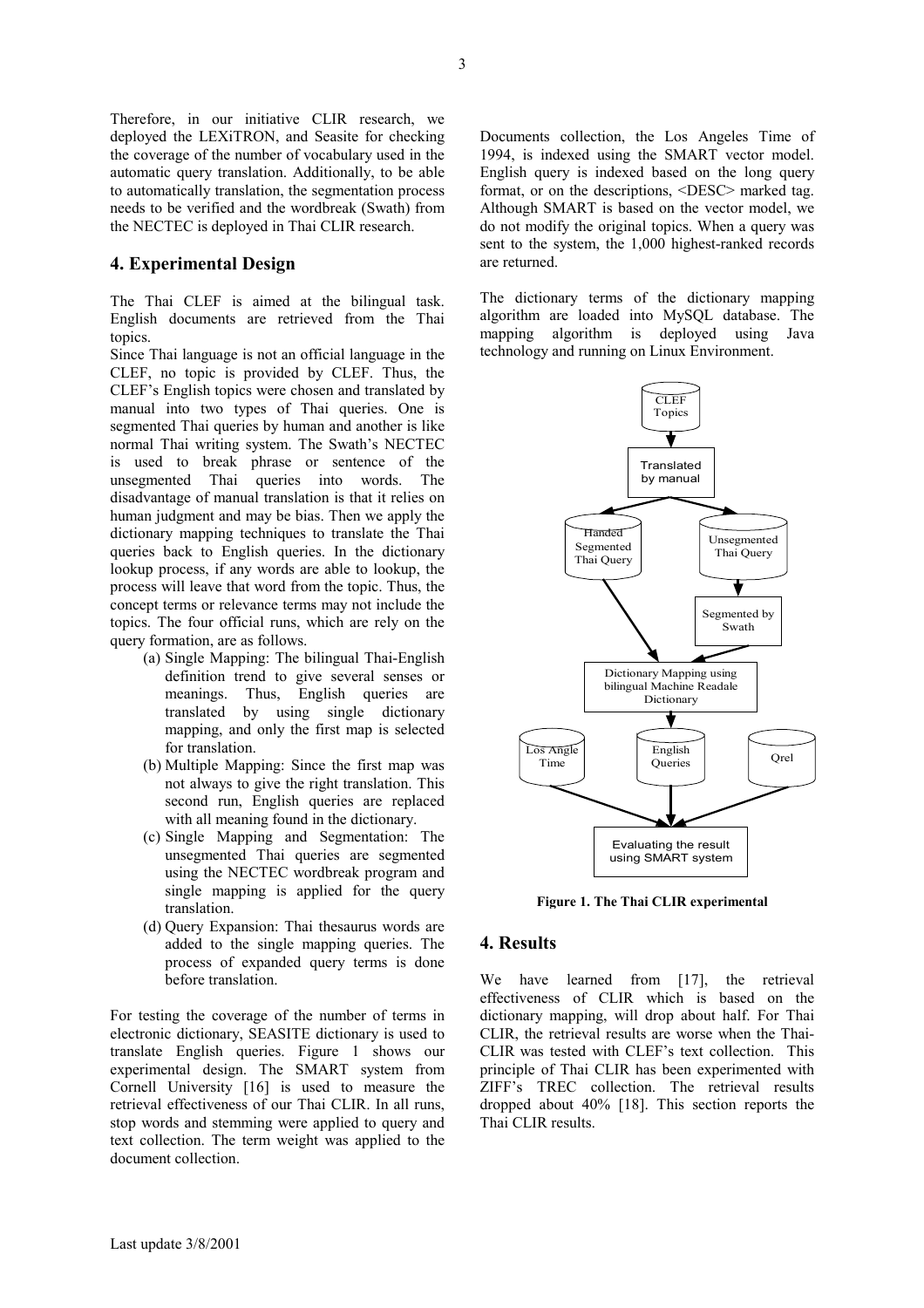Therefore, in our initiative CLIR research, we deployed the LEXiTRON, and Seasite for checking the coverage of the number of vocabulary used in the automatic query translation. Additionally, to be able to automatically translation, the segmentation process needs to be verified and the wordbreak (Swath) from the NECTEC is deployed in Thai CLIR research.

## 4. Experimental Design

The Thai CLEF is aimed at the bilingual task. English documents are retrieved from the Thai topics.

Since Thai language is not an official language in the CLEF, no topic is provided by CLEF. Thus, the CLEF's English topics were chosen and translated by manual into two types of Thai queries. One is segmented Thai queries by human and another is like normal Thai writing system. The Swath's NECTEC is used to break phrase or sentence of the unsegmented Thai queries into words. The disadvantage of manual translation is that it relies on human judgment and may be bias. Then we apply the dictionary mapping techniques to translate the Thai queries back to English queries. In the dictionary lookup process, if any words are able to lookup, the process will leave that word from the topic. Thus, the concept terms or relevance terms may not include the topics. The four official runs, which are rely on the query formation, are as follows.

(a) Single Mapping: The bilingual Thai-English definition trend to give several senses or meanings. Thus, English queries are translated by using single dictionary mapping, and only the first map is selected for translation.

(b) Multiple Mapping: Since the first map was not always to give the right translation. This second run, English queries are replaced with all meaning found in the dictionary.

(c) Single Mapping and Segmentation: The unsegmented Thai queries are segmented using the NECTEC wordbreak program and single mapping is applied for the query translation.

(d) Query Expansion: Thai thesaurus words are added to the single mapping queries. The process of expanded query terms is done before translation.

For testing the coverage of the number of terms in electronic dictionary, SEASITE dictionary is used to translate English queries. Figure 1 shows our experimental design. The SMART system from Cornell University [16] is used to measure the retrieval effectiveness of our Thai CLIR. In all runs, stop words and stemming were applied to query and text collection. The term weight was applied to the document collection.

Documents collection, the Los Angeles Time of 1994, is indexed using the SMART vector model. English query is indexed based on the long query format, or on the descriptions, <DESC> marked tag. Although SMART is based on the vector model, we do not modify the original topics. When a query was sent to the system, the 1,000 highest-ranked records are returned.

The dictionary terms of the dictionary mapping algorithm are loaded into MySQL database. The mapping algorithm is deployed using Java technology and running on Linux Environment.

CLEF Topics → Translated by manual → Handed Segmented Thai Query / Unsegmented Thai Query → Segmented by Swath → Dictionary Mapping using bilingual Machine Readale Dictionary → English Queries; Los Angle Time, English Queries, Qrel → Evaluating the result using SMART system

**Figure 1. The Thai CLIR experimental**

## 4. Results

We have learned from [17], the retrieval effectiveness of CLIR which is based on the dictionary mapping, will drop about half. For Thai CLIR, the retrieval results are worse when the Thai-CLIR was tested with CLEF's text collection. This principle of Thai CLIR has been experimented with ZIFF's TREC collection. The retrieval results dropped about 40% [18]. This section reports the Thai CLIR results.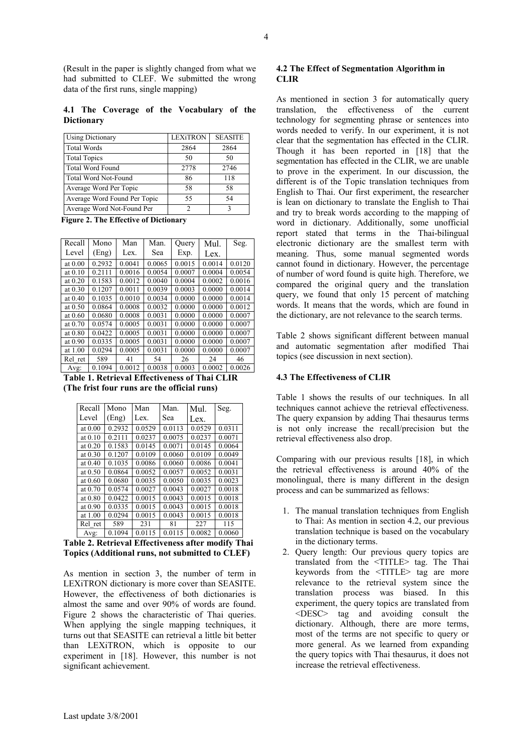(Result in the paper is slightly changed from what we had submitted to CLEF. We submitted the wrong data of the first runs, single mapping)

### 4.1 The Coverage of the Vocabulary of the Dictionary

| Using Dictionary | LEXiTRON | SEASITE |
|---|---|---|
| Total Words | 2864 | 2864 |
| Total Topics | 50 | 50 |
| Total Word Found | 2778 | 2746 |
| Total Word Not-Found | 86 | 118 |
| Average Word Per Topic | 58 | 58 |
| Average Word Found Per Topic | 55 | 54 |
| Average Word Not-Found Per | 2 | 3 |

**Figure 2. The Effective of Dictionary**

| Recall Level | Mono (Eng) | Man Lex. | Man. Sea | Query Exp. | Mul. Lex. | Seg. |
|---|---|---|---|---|---|---|
| at 0.00 | 0.2932 | 0.0041 | 0.0065 | 0.0015 | 0.0014 | 0.0120 |
| at 0.10 | 0.2111 | 0.0016 | 0.0054 | 0.0007 | 0.0004 | 0.0054 |
| at 0.20 | 0.1583 | 0.0012 | 0.0040 | 0.0004 | 0.0002 | 0.0016 |
| at 0.30 | 0.1207 | 0.0011 | 0.0039 | 0.0003 | 0.0000 | 0.0014 |
| at 0.40 | 0.1035 | 0.0010 | 0.0034 | 0.0000 | 0.0000 | 0.0014 |
| at 0.50 | 0.0864 | 0.0008 | 0.0032 | 0.0000 | 0.0000 | 0.0012 |
| at 0.60 | 0.0680 | 0.0008 | 0.0031 | 0.0000 | 0.0000 | 0.0007 |
| at 0.70 | 0.0574 | 0.0005 | 0.0031 | 0.0000 | 0.0000 | 0.0007 |
| at 0.80 | 0.0422 | 0.0005 | 0.0031 | 0.0000 | 0.0000 | 0.0007 |
| at 0.90 | 0.0335 | 0.0005 | 0.0031 | 0.0000 | 0.0000 | 0.0007 |
| at 1.00 | 0.0294 | 0.0005 | 0.0031 | 0.0000 | 0.0000 | 0.0007 |
| Rel_ret | 589 | 41 | 54 | 26 | 24 | 46 |
| Avg: | 0.1094 | 0.0012 | 0.0038 | 0.0003 | 0.0002 | 0.0026 |

**Table 1. Retrieval Effectiveness of Thai CLIR (The frist four runs are the official runs)**

| Recall Level | Mono (Eng) | Man Lex. | Man. Sea | Mul. Lex. | Seg. |
|---|---|---|---|---|---|
| at 0.00 | 0.2932 | 0.0529 | 0.0113 | 0.0529 | 0.0311 |
| at 0.10 | 0.2111 | 0.0237 | 0.0075 | 0.0237 | 0.0071 |
| at 0.20 | 0.1583 | 0.0145 | 0.0071 | 0.0145 | 0.0064 |
| at 0.30 | 0.1207 | 0.0109 | 0.0060 | 0.0109 | 0.0049 |
| at 0.40 | 0.1035 | 0.0086 | 0.0060 | 0.0086 | 0.0041 |
| at 0.50 | 0.0864 | 0.0052 | 0.0057 | 0.0052 | 0.0031 |
| at 0.60 | 0.0680 | 0.0035 | 0.0050 | 0.0035 | 0.0023 |
| at 0.70 | 0.0574 | 0.0027 | 0.0043 | 0.0027 | 0.0018 |
| at 0.80 | 0.0422 | 0.0015 | 0.0043 | 0.0015 | 0.0018 |
| at 0.90 | 0.0335 | 0.0015 | 0.0043 | 0.0015 | 0.0018 |
| at 1.00 | 0.0294 | 0.0015 | 0.0043 | 0.0015 | 0.0018 |
| Rel_ret | 589 | 231 | 81 | 227 | 115 |
| Avg: | 0.1094 | 0.0115 | 0.0115 | 0.0082 | 0.0060 |

**Table 2. Retrieval Effectiveness after modify Thai Topics (Additional runs, not submitted to CLEF)**

As mention in section 3, the number of term in LEXiTRON dictionary is more cover than SEASITE. However, the effectiveness of both dictionaries is almost the same and over 90% of words are found. Figure 2 shows the characteristic of Thai queries. When applying the single mapping techniques, it turns out that SEASITE can retrieval a little bit better than LEXiTRON, which is opposite to our experiment in [18]. However, this number is not significant achievement.

### 4.2 The Effect of Segmentation Algorithm in CLIR

As mentioned in section 3 for automatically query translation, the effectiveness of the current technology for segmenting phrase or sentences into words needed to verify. In our experiment, it is not clear that the segmentation has effected in the CLIR. Though it has been reported in [18] that the segmentation has effected in the CLIR, we are unable to prove in the experiment. In our discussion, the different is of the Topic translation techniques from English to Thai. Our first experiment, the researcher is lean on dictionary to translate the English to Thai and try to break words according to the mapping of word in dictionary. Additionally, some unofficial report stated that terms in the Thai-bilingual electronic dictionary are the smallest term with meaning. Thus, some manual segmented words cannot found in dictionary. However, the percentage of number of word found is quite high. Therefore, we compared the original query and the translation query, we found that only 15 percent of matching words. It means that the words, which are found in the dictionary, are not relevance to the search terms.

Table 2 shows significant different between manual and automatic segmentation after modified Thai topics (see discussion in next section).

### 4.3 The Effectiveness of CLIR

Table 1 shows the results of our techniques. In all techniques cannot achieve the retrieval effectiveness. The query expansion by adding Thai thesaurus terms is not only increase the recall/precision but the retrieval effectiveness also drop.

Comparing with our previous results [18], in which the retrieval effectiveness is around 40% of the monolingual, there is many different in the design process and can be summarized as fellows:

1. The manual translation techniques from English to Thai: As mention in section 4.2, our previous translation technique is based on the vocabulary in the dictionary terms.
2. Query length: Our previous query topics are translated from the <TITLE> tag. The Thai keywords from the <TITLE> tag are more relevance to the retrieval system since the translation process was biased. In this experiment, the query topics are translated from <DESC> tag and avoiding consult the dictionary. Although, there are more terms, most of the terms are not specific to query or more general. As we learned from expanding the query topics with Thai thesaurus, it does not increase the retrieval effectiveness.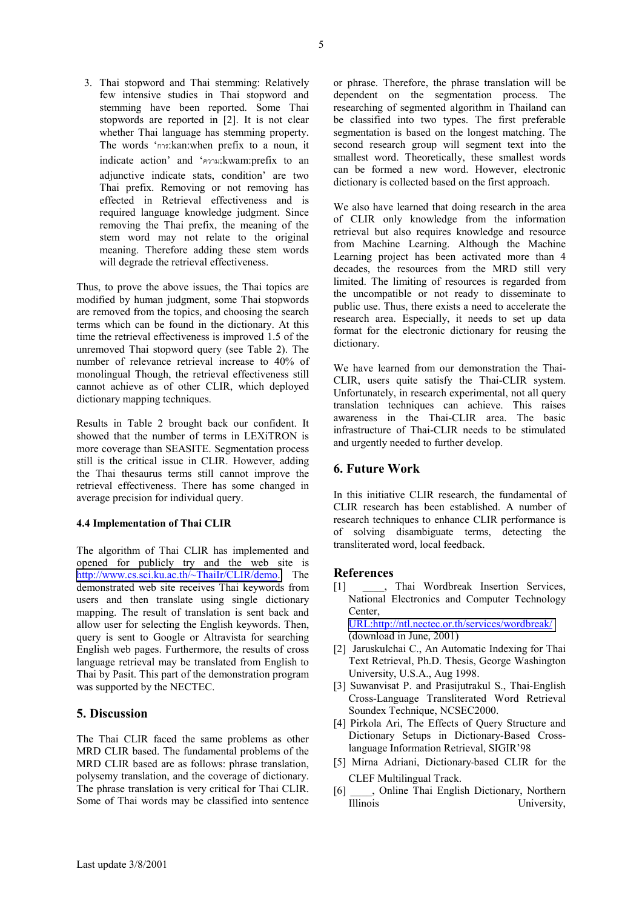3. Thai stopword and Thai stemming: Relatively few intensive studies in Thai stopword and stemming have been reported. Some Thai stopwords are reported in [2]. It is not clear whether Thai language has stemming property. The words 'การ:kan:when prefix to a noun, it indicate action' and 'ความ:kwam:prefix to an adjunctive indicate stats, condition' are two Thai prefix. Removing or not removing has effected in Retrieval effectiveness and is required language knowledge judgment. Since removing the Thai prefix, the meaning of the stem word may not relate to the original meaning. Therefore adding these stem words will degrade the retrieval effectiveness.

Thus, to prove the above issues, the Thai topics are modified by human judgment, some Thai stopwords are removed from the topics, and choosing the search terms which can be found in the dictionary. At this time the retrieval effectiveness is improved 1.5 of the unremoved Thai stopword query (see Table 2). The number of relevance retrieval increase to 40% of monolingual Though, the retrieval effectiveness still cannot achieve as of other CLIR, which deployed dictionary mapping techniques.

Results in Table 2 brought back our confident. It showed that the number of terms in LEXiTRON is more coverage than SEASITE. Segmentation process still is the critical issue in CLIR. However, adding the Thai thesaurus terms still cannot improve the retrieval effectiveness. There has some changed in average precision for individual query.

### 4.4 Implementation of Thai CLIR

The algorithm of Thai CLIR has implemented and opened for publicly try and the web site is http://www.cs.sci.ku.ac.th/~ThaiIr/CLIR/demo. The demonstrated web site receives Thai keywords from users and then translate using single dictionary mapping. The result of translation is sent back and allow user for selecting the English keywords. Then, query is sent to Google or Altravista for searching English web pages. Furthermore, the results of cross language retrieval may be translated from English to Thai by Pasit. This part of the demonstration program was supported by the NECTEC.

## 5. Discussion

The Thai CLIR faced the same problems as other MRD CLIR based. The fundamental problems of the MRD CLIR based are as follows: phrase translation, polysemy translation, and the coverage of dictionary. The phrase translation is very critical for Thai CLIR. Some of Thai words may be classified into sentence or phrase. Therefore, the phrase translation will be dependent on the segmentation process. The researching of segmented algorithm in Thailand can be classified into two types. The first preferable segmentation is based on the longest matching. The second research group will segment text into the smallest word. Theoretically, these smallest words can be formed a new word. However, electronic dictionary is collected based on the first approach.

We also have learned that doing research in the area of CLIR only knowledge from the information retrieval but also requires knowledge and resource from Machine Learning. Although the Machine Learning project has been activated more than 4 decades, the resources from the MRD still very limited. The limiting of resources is regarded from the uncompatible or not ready to disseminate to public use. Thus, there exists a need to accelerate the research area. Especially, it needs to set up data format for the electronic dictionary for reusing the dictionary.

We have learned from our demonstration the Thai-CLIR, users quite satisfy the Thai-CLIR system. Unfortunately, in research experimental, not all query translation techniques can achieve. This raises awareness in the Thai-CLIR area. The basic infrastructure of Thai-CLIR needs to be stimulated and urgently needed to further develop.

## 6. Future Work

In this initiative CLIR research, the fundamental of CLIR research has been established. A number of research techniques to enhance CLIR performance is of solving disambiguate terms, detecting the transliterated word, local feedback.

## References

[1] ____, Thai Wordbreak Insertion Services, National Electronics and Computer Technology Center, URL:http://ntl.nectec.or.th/services/wordbreak/ (download in June, 2001)

[2] Jaruskulchai C., An Automatic Indexing for Thai Text Retrieval, Ph.D. Thesis, George Washington University, U.S.A., Aug 1998.

[3] Suwanvisat P. and Prasijutrakul S., Thai-English Cross-Language Transliterated Word Retrieval Soundex Technique, NCSEC2000.

[4] Pirkola Ari, The Effects of Query Structure and Dictionary Setups in Dictionary-Based Cross-language Information Retrieval, SIGIR'98

[5] Mirna Adriani, Dictionary-based CLIR for the CLEF Multilingual Track.

[6] ____, Online Thai English Dictionary, Northern Illinois University,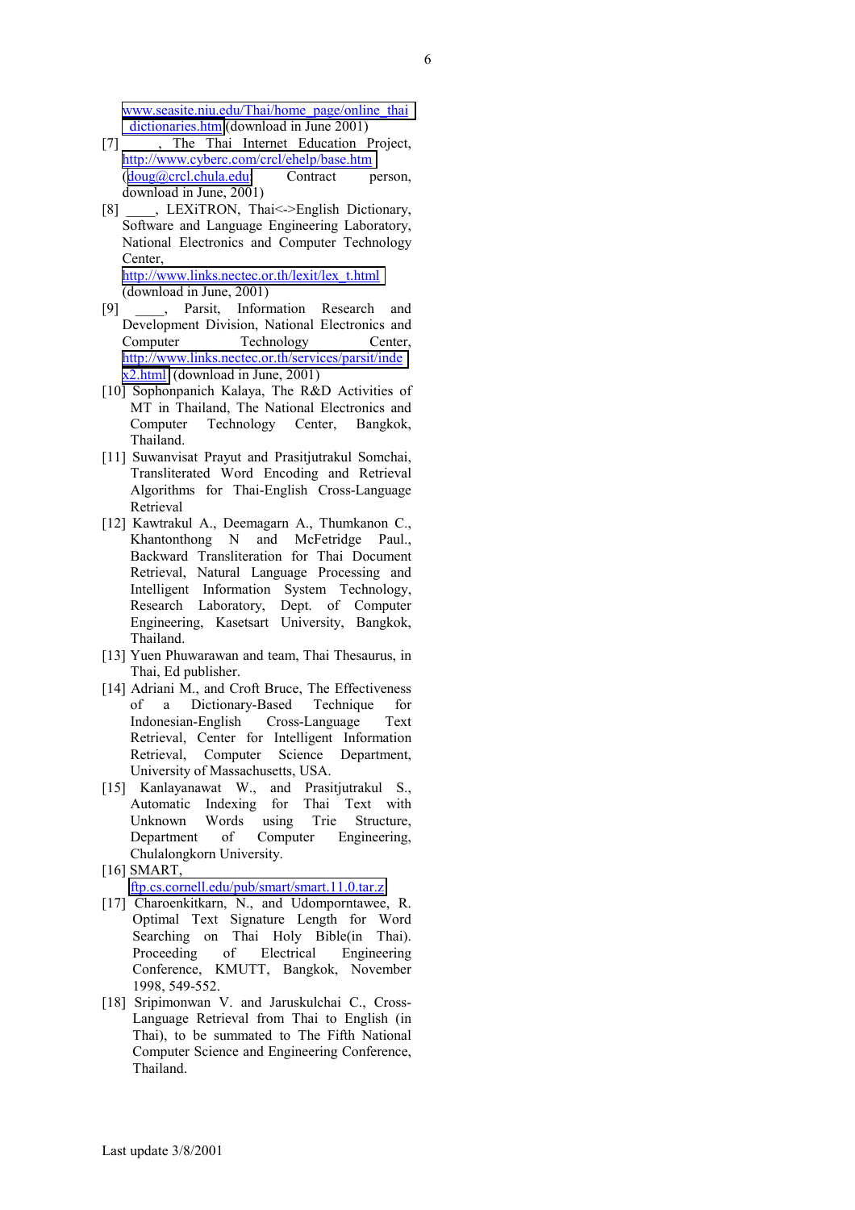www.seasite.niu.edu/Thai/home_page/online_thai_dictionaries.htm (download in June 2001)

[7] ____, The Thai Internet Education Project, http://www.cyberc.com/crcl/ehelp/base.htm (doug@crcl.chula.edu; Contract person, download in June, 2001)

[8] ____, LEXiTRON, Thai<->English Dictionary, Software and Language Engineering Laboratory, National Electronics and Computer Technology Center, http://www.links.nectec.or.th/lexit/lex_t.html (download in June, 2001)

[9] ____, Parsit, Information Research and Development Division, National Electronics and Computer Technology Center, http://www.links.nectec.or.th/services/parsit/index2.html (download in June, 2001)

[10] Sophonpanich Kalaya, The R&D Activities of MT in Thailand, The National Electronics and Computer Technology Center, Bangkok, Thailand.

[11] Suwanvisat Prayut and Prasitjutrakul Somchai, Transliterated Word Encoding and Retrieval Algorithms for Thai-English Cross-Language Retrieval

[12] Kawtrakul A., Deemagarn A., Thumkanon C., Khantonthong N and McFetridge Paul., Backward Transliteration for Thai Document Retrieval, Natural Language Processing and Intelligent Information System Technology, Research Laboratory, Dept. of Computer Engineering, Kasetsart University, Bangkok, Thailand.

[13] Yuen Phuwarawan and team, Thai Thesaurus, in Thai, Ed publisher.

[14] Adriani M., and Croft Bruce, The Effectiveness of a Dictionary-Based Technique for Indonesian-English Cross-Language Text Retrieval, Center for Intelligent Information Retrieval, Computer Science Department, University of Massachusetts, USA.

[15] Kanlayanawat W., and Prasitjutrakul S., Automatic Indexing for Thai Text with Unknown Words using Trie Structure, Department of Computer Engineering, Chulalongkorn University.

[16] SMART, ftp.cs.cornell.edu/pub/smart/smart.11.0.tar.z

[17] Charoenkitkarn, N., and Udomporntawee, R. Optimal Text Signature Length for Word Searching on Thai Holy Bible(in Thai). Proceeding of Electrical Engineering Conference, KMUTT, Bangkok, November 1998, 549-552.

[18] Sripimonwan V. and Jaruskulchai C., Cross-Language Retrieval from Thai to English (in Thai), to be summated to The Fifth National Computer Science and Engineering Conference, Thailand.

Last update 3/8/2001